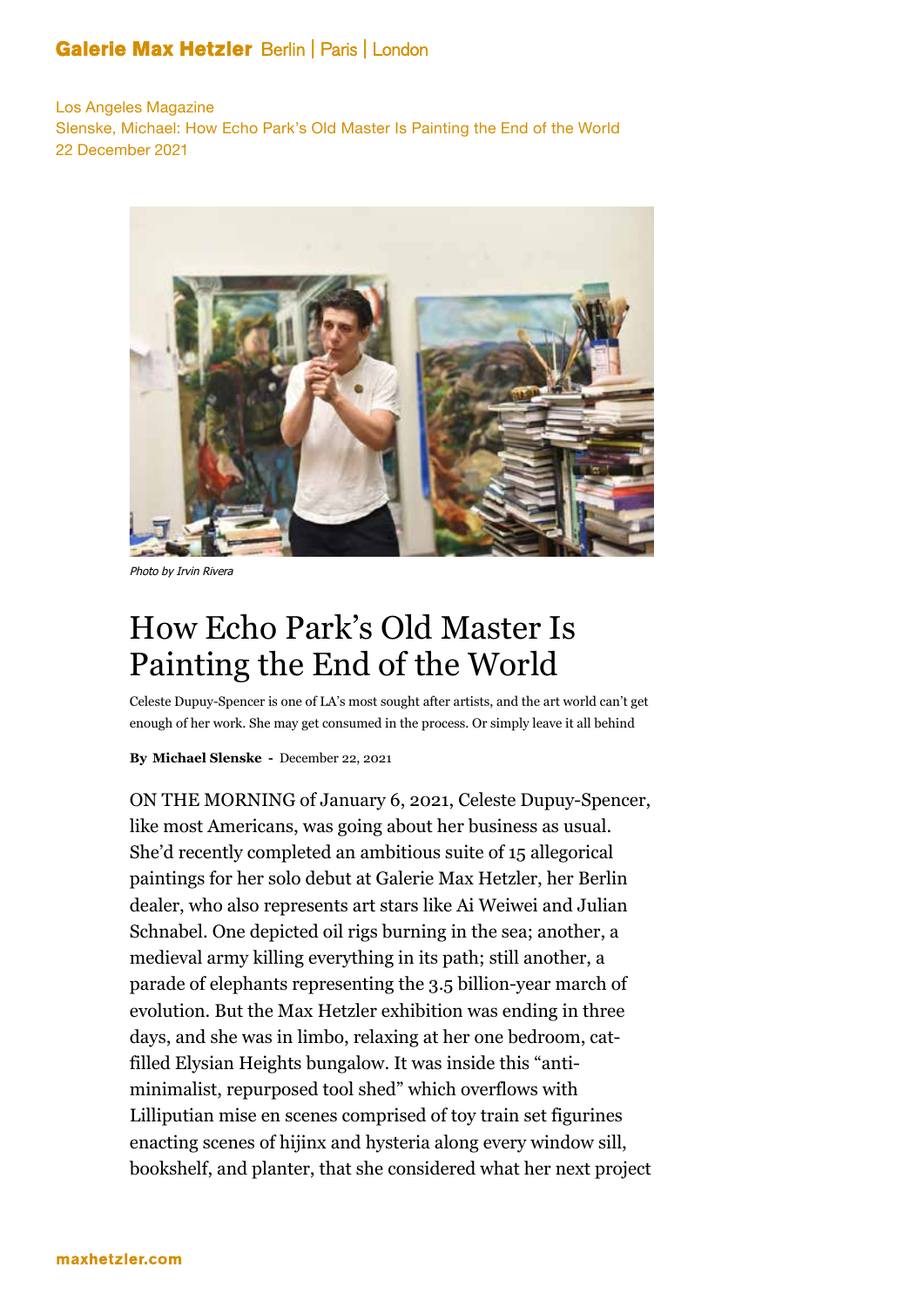Galerie Max Hetzler Berlin | Paris | London

Los Angeles Magazine
Slenske, Michael: How Echo Park's Old Master Is Painting the End of the World
22 December 2021

*Photo by Irvin Rivera*

# How Echo Park's Old Master Is Painting the End of the World

Celeste Dupuy-Spencer is one of LA's most sought after artists, and the art world can't get enough of her work. She may get consumed in the process. Or simply leave it all behind

**By Michael Slenske** - December 22, 2021

ON THE MORNING of January 6, 2021, Celeste Dupuy-Spencer, like most Americans, was going about her business as usual. She'd recently completed an ambitious suite of 15 allegorical paintings for her solo debut at Galerie Max Hetzler, her Berlin dealer, who also represents art stars like Ai Weiwei and Julian Schnabel. One depicted oil rigs burning in the sea; another, a medieval army killing everything in its path; still another, a parade of elephants representing the 3.5 billion-year march of evolution. But the Max Hetzler exhibition was ending in three days, and she was in limbo, relaxing at her one bedroom, cat-filled Elysian Heights bungalow. It was inside this "anti-minimalist, repurposed tool shed" which overflows with Lilliputian mise en scenes comprised of toy train set figurines enacting scenes of hijinx and hysteria along every window sill, bookshelf, and planter, that she considered what her next project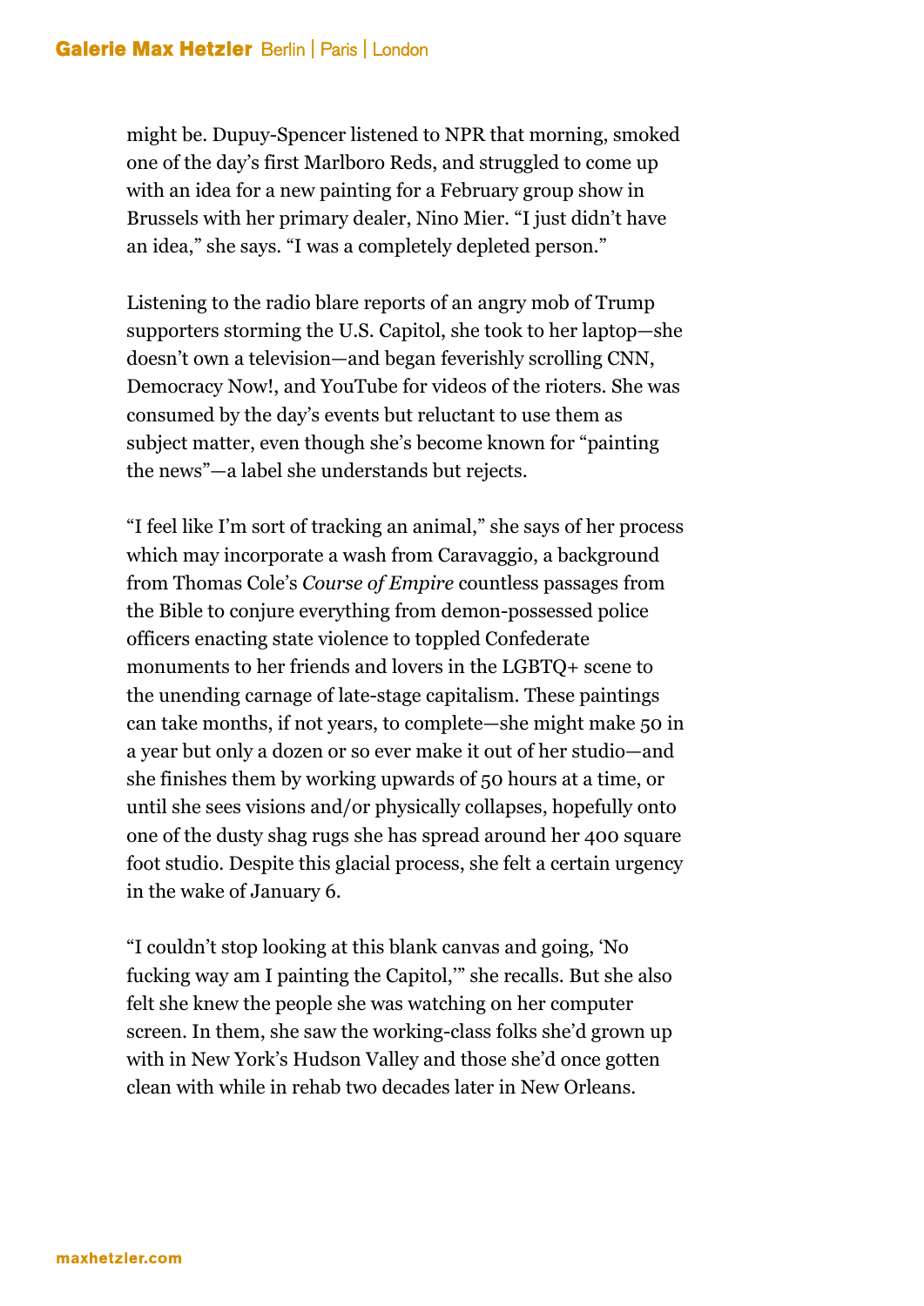might be. Dupuy-Spencer listened to NPR that morning, smoked one of the day's first Marlboro Reds, and struggled to come up with an idea for a new painting for a February group show in Brussels with her primary dealer, Nino Mier. "I just didn't have an idea," she says. "I was a completely depleted person."

Listening to the radio blare reports of an angry mob of Trump supporters storming the U.S. Capitol, she took to her laptop—she doesn't own a television—and began feverishly scrolling CNN, Democracy Now!, and YouTube for videos of the rioters. She was consumed by the day's events but reluctant to use them as subject matter, even though she's become known for "painting the news"—a label she understands but rejects.

"I feel like I'm sort of tracking an animal," she says of her process which may incorporate a wash from Caravaggio, a background from Thomas Cole's *Course of Empire* countless passages from the Bible to conjure everything from demon-possessed police officers enacting state violence to toppled Confederate monuments to her friends and lovers in the LGBTQ+ scene to the unending carnage of late-stage capitalism. These paintings can take months, if not years, to complete—she might make 50 in a year but only a dozen or so ever make it out of her studio—and she finishes them by working upwards of 50 hours at a time, or until she sees visions and/or physically collapses, hopefully onto one of the dusty shag rugs she has spread around her 400 square foot studio. Despite this glacial process, she felt a certain urgency in the wake of January 6.

"I couldn't stop looking at this blank canvas and going, 'No fucking way am I painting the Capitol,'" she recalls. But she also felt she knew the people she was watching on her computer screen. In them, she saw the working-class folks she'd grown up with in New York's Hudson Valley and those she'd once gotten clean with while in rehab two decades later in New Orleans.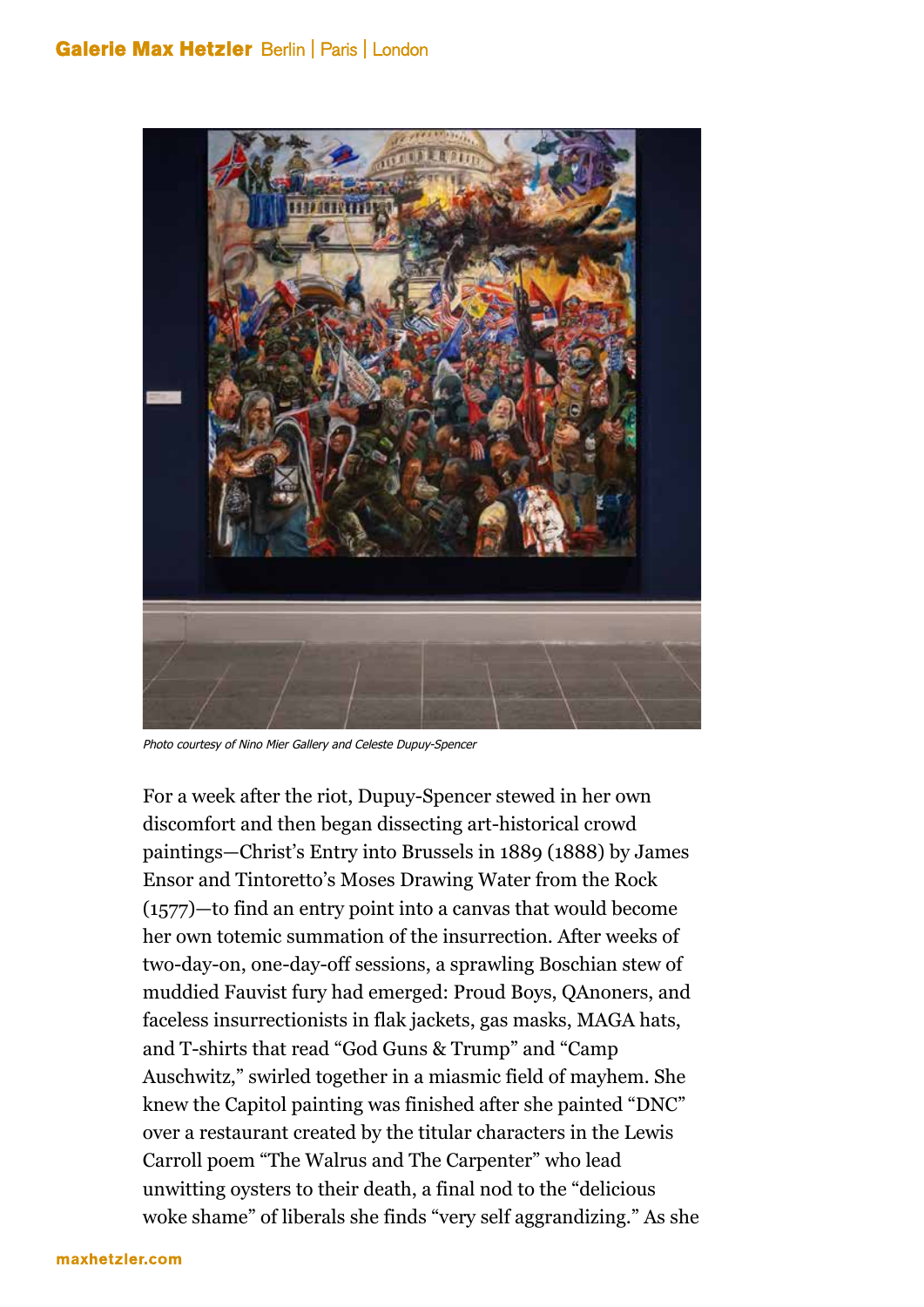*Photo courtesy of Nino Mier Gallery and Celeste Dupuy-Spencer*

For a week after the riot, Dupuy-Spencer stewed in her own discomfort and then began dissecting art-historical crowd paintings—Christ's Entry into Brussels in 1889 (1888) by James Ensor and Tintoretto's Moses Drawing Water from the Rock (1577)—to find an entry point into a canvas that would become her own totemic summation of the insurrection. After weeks of two-day-on, one-day-off sessions, a sprawling Boschian stew of muddied Fauvist fury had emerged: Proud Boys, QAnoners, and faceless insurrectionists in flak jackets, gas masks, MAGA hats, and T-shirts that read "God Guns & Trump" and "Camp Auschwitz," swirled together in a miasmic field of mayhem. She knew the Capitol painting was finished after she painted "DNC" over a restaurant created by the titular characters in the Lewis Carroll poem "The Walrus and The Carpenter" who lead unwitting oysters to their death, a final nod to the "delicious woke shame" of liberals she finds "very self aggrandizing." As she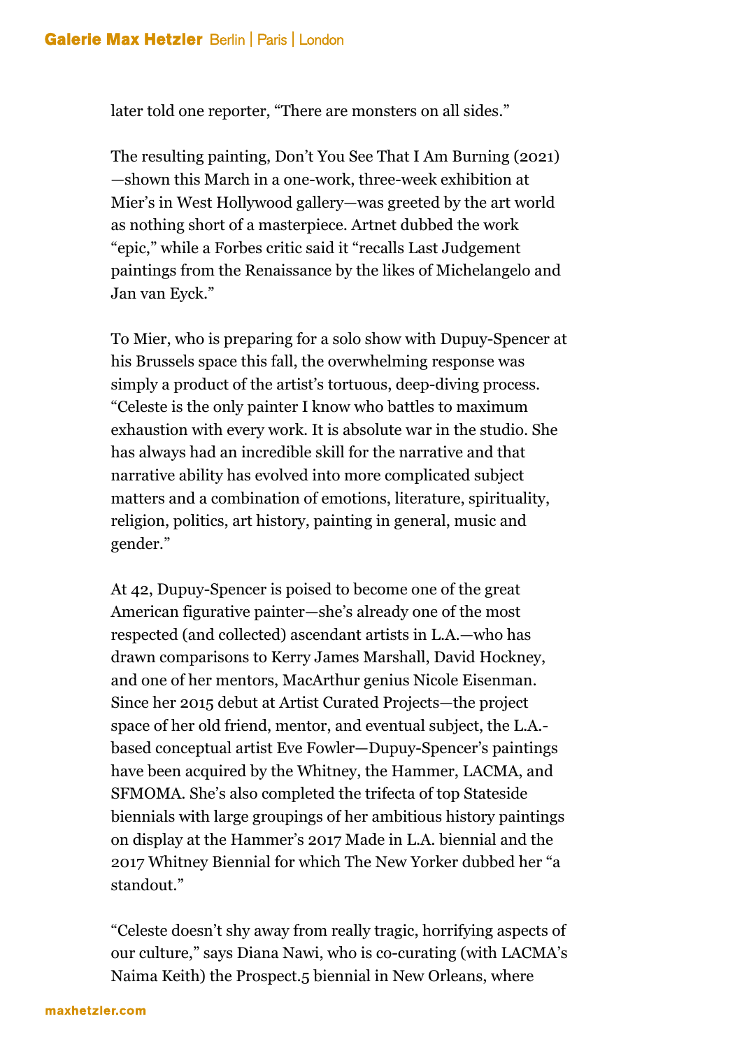later told one reporter, “There are monsters on all sides.”

The resulting painting, Don’t You See That I Am Burning (2021) —shown this March in a one-work, three-week exhibition at Mier’s in West Hollywood gallery—was greeted by the art world as nothing short of a masterpiece. Artnet dubbed the work “epic,” while a Forbes critic said it “recalls Last Judgement paintings from the Renaissance by the likes of Michelangelo and Jan van Eyck.”

To Mier, who is preparing for a solo show with Dupuy-Spencer at his Brussels space this fall, the overwhelming response was simply a product of the artist’s tortuous, deep-diving process. “Celeste is the only painter I know who battles to maximum exhaustion with every work. It is absolute war in the studio. She has always had an incredible skill for the narrative and that narrative ability has evolved into more complicated subject matters and a combination of emotions, literature, spirituality, religion, politics, art history, painting in general, music and gender.”

At 42, Dupuy-Spencer is poised to become one of the great American figurative painter—she’s already one of the most respected (and collected) ascendant artists in L.A.—who has drawn comparisons to Kerry James Marshall, David Hockney, and one of her mentors, MacArthur genius Nicole Eisenman. Since her 2015 debut at Artist Curated Projects—the project space of her old friend, mentor, and eventual subject, the L.A.-based conceptual artist Eve Fowler—Dupuy-Spencer’s paintings have been acquired by the Whitney, the Hammer, LACMA, and SFMOMA. She’s also completed the trifecta of top Stateside biennials with large groupings of her ambitious history paintings on display at the Hammer’s 2017 Made in L.A. biennial and the 2017 Whitney Biennial for which The New Yorker dubbed her “a standout.”

“Celeste doesn’t shy away from really tragic, horrifying aspects of our culture,” says Diana Nawi, who is co-curating (with LACMA’s Naima Keith) the Prospect.5 biennial in New Orleans, where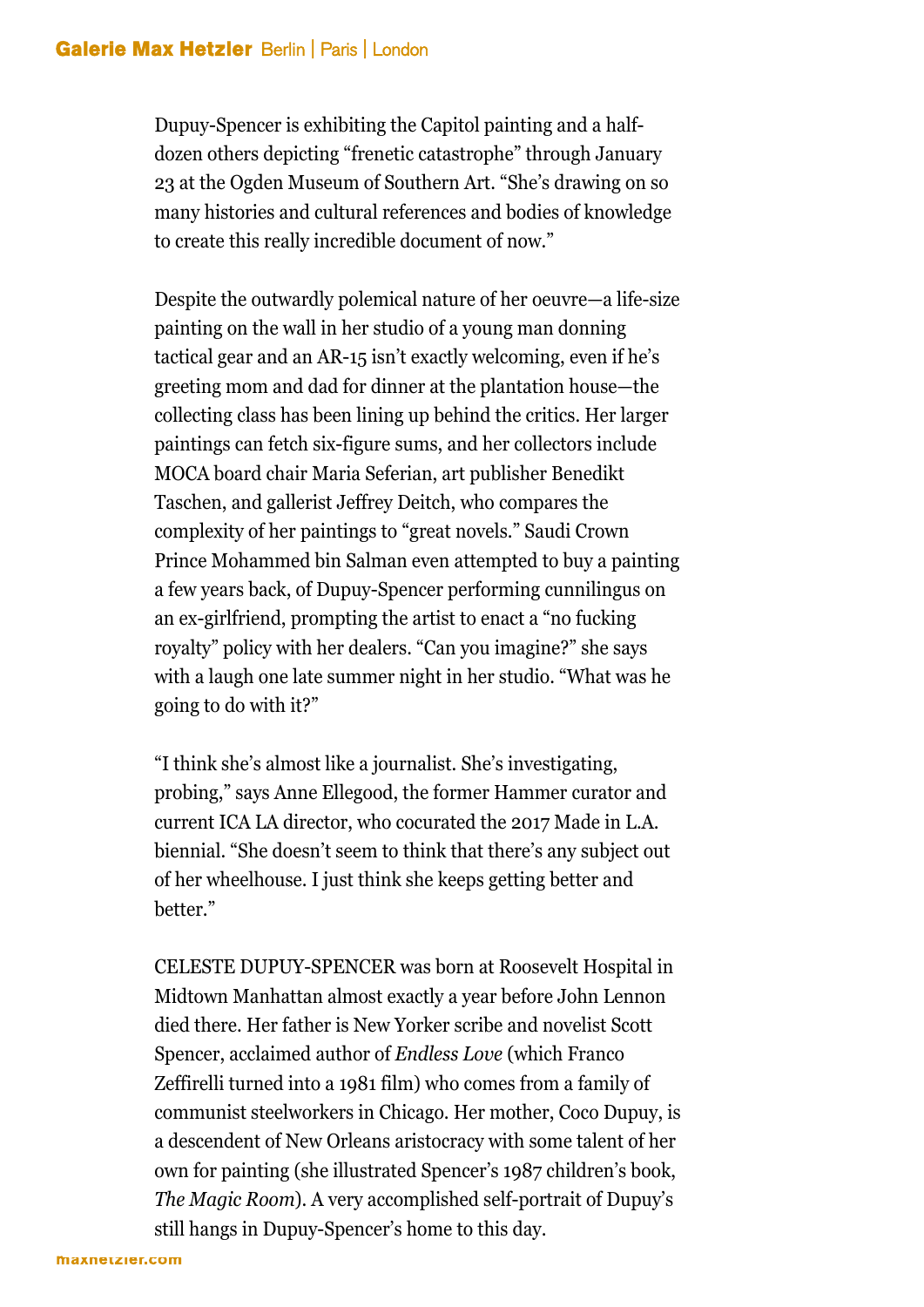Dupuy-Spencer is exhibiting the Capitol painting and a half-dozen others depicting "frenetic catastrophe" through January 23 at the Ogden Museum of Southern Art. "She's drawing on so many histories and cultural references and bodies of knowledge to create this really incredible document of now."

Despite the outwardly polemical nature of her oeuvre—a life-size painting on the wall in her studio of a young man donning tactical gear and an AR-15 isn't exactly welcoming, even if he's greeting mom and dad for dinner at the plantation house—the collecting class has been lining up behind the critics. Her larger paintings can fetch six-figure sums, and her collectors include MOCA board chair Maria Seferian, art publisher Benedikt Taschen, and gallerist Jeffrey Deitch, who compares the complexity of her paintings to "great novels." Saudi Crown Prince Mohammed bin Salman even attempted to buy a painting a few years back, of Dupuy-Spencer performing cunnilingus on an ex-girlfriend, prompting the artist to enact a "no fucking royalty" policy with her dealers. "Can you imagine?" she says with a laugh one late summer night in her studio. "What was he going to do with it?"

"I think she's almost like a journalist. She's investigating, probing," says Anne Ellegood, the former Hammer curator and current ICA LA director, who cocurated the 2017 Made in L.A. biennial. "She doesn't seem to think that there's any subject out of her wheelhouse. I just think she keeps getting better and better."

CELESTE DUPUY-SPENCER was born at Roosevelt Hospital in Midtown Manhattan almost exactly a year before John Lennon died there. Her father is New Yorker scribe and novelist Scott Spencer, acclaimed author of *Endless Love* (which Franco Zeffirelli turned into a 1981 film) who comes from a family of communist steelworkers in Chicago. Her mother, Coco Dupuy, is a descendent of New Orleans aristocracy with some talent of her own for painting (she illustrated Spencer's 1987 children's book, *The Magic Room*). A very accomplished self-portrait of Dupuy's still hangs in Dupuy-Spencer's home to this day.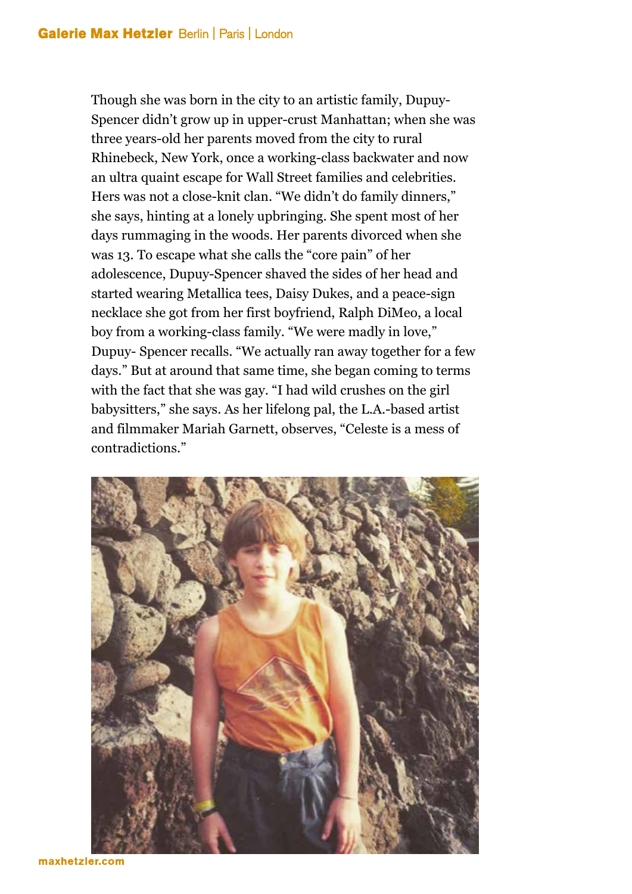Though she was born in the city to an artistic family, Dupuy-Spencer didn't grow up in upper-crust Manhattan; when she was three years-old her parents moved from the city to rural Rhinebeck, New York, once a working-class backwater and now an ultra quaint escape for Wall Street families and celebrities. Hers was not a close-knit clan. "We didn't do family dinners," she says, hinting at a lonely upbringing. She spent most of her days rummaging in the woods. Her parents divorced when she was 13. To escape what she calls the "core pain" of her adolescence, Dupuy-Spencer shaved the sides of her head and started wearing Metallica tees, Daisy Dukes, and a peace-sign necklace she got from her first boyfriend, Ralph DiMeo, a local boy from a working-class family. "We were madly in love," Dupuy- Spencer recalls. "We actually ran away together for a few days." But at around that same time, she began coming to terms with the fact that she was gay. "I had wild crushes on the girl babysitters," she says. As her lifelong pal, the L.A.-based artist and filmmaker Mariah Garnett, observes, "Celeste is a mess of contradictions."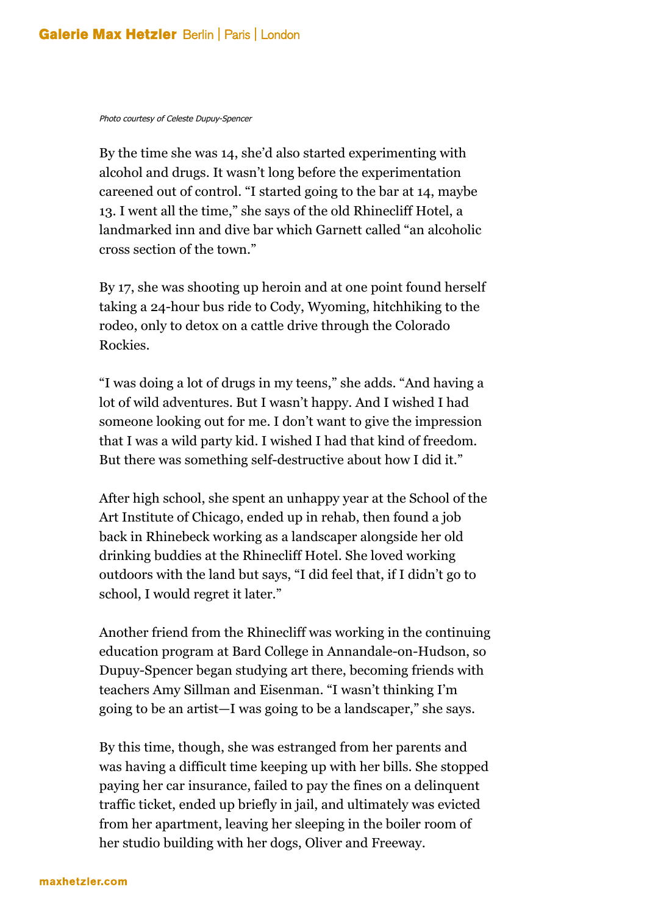*Photo courtesy of Celeste Dupuy-Spencer*

By the time she was 14, she'd also started experimenting with alcohol and drugs. It wasn't long before the experimentation careened out of control. "I started going to the bar at 14, maybe 13. I went all the time," she says of the old Rhinecliff Hotel, a landmarked inn and dive bar which Garnett called "an alcoholic cross section of the town."

By 17, she was shooting up heroin and at one point found herself taking a 24-hour bus ride to Cody, Wyoming, hitchhiking to the rodeo, only to detox on a cattle drive through the Colorado Rockies.

"I was doing a lot of drugs in my teens," she adds. "And having a lot of wild adventures. But I wasn't happy. And I wished I had someone looking out for me. I don't want to give the impression that I was a wild party kid. I wished I had that kind of freedom. But there was something self-destructive about how I did it."

After high school, she spent an unhappy year at the School of the Art Institute of Chicago, ended up in rehab, then found a job back in Rhinebeck working as a landscaper alongside her old drinking buddies at the Rhinecliff Hotel. She loved working outdoors with the land but says, "I did feel that, if I didn't go to school, I would regret it later."

Another friend from the Rhinecliff was working in the continuing education program at Bard College in Annandale-on-Hudson, so Dupuy-Spencer began studying art there, becoming friends with teachers Amy Sillman and Eisenman. "I wasn't thinking I'm going to be an artist—I was going to be a landscaper," she says.

By this time, though, she was estranged from her parents and was having a difficult time keeping up with her bills. She stopped paying her car insurance, failed to pay the fines on a delinquent traffic ticket, ended up briefly in jail, and ultimately was evicted from her apartment, leaving her sleeping in the boiler room of her studio building with her dogs, Oliver and Freeway.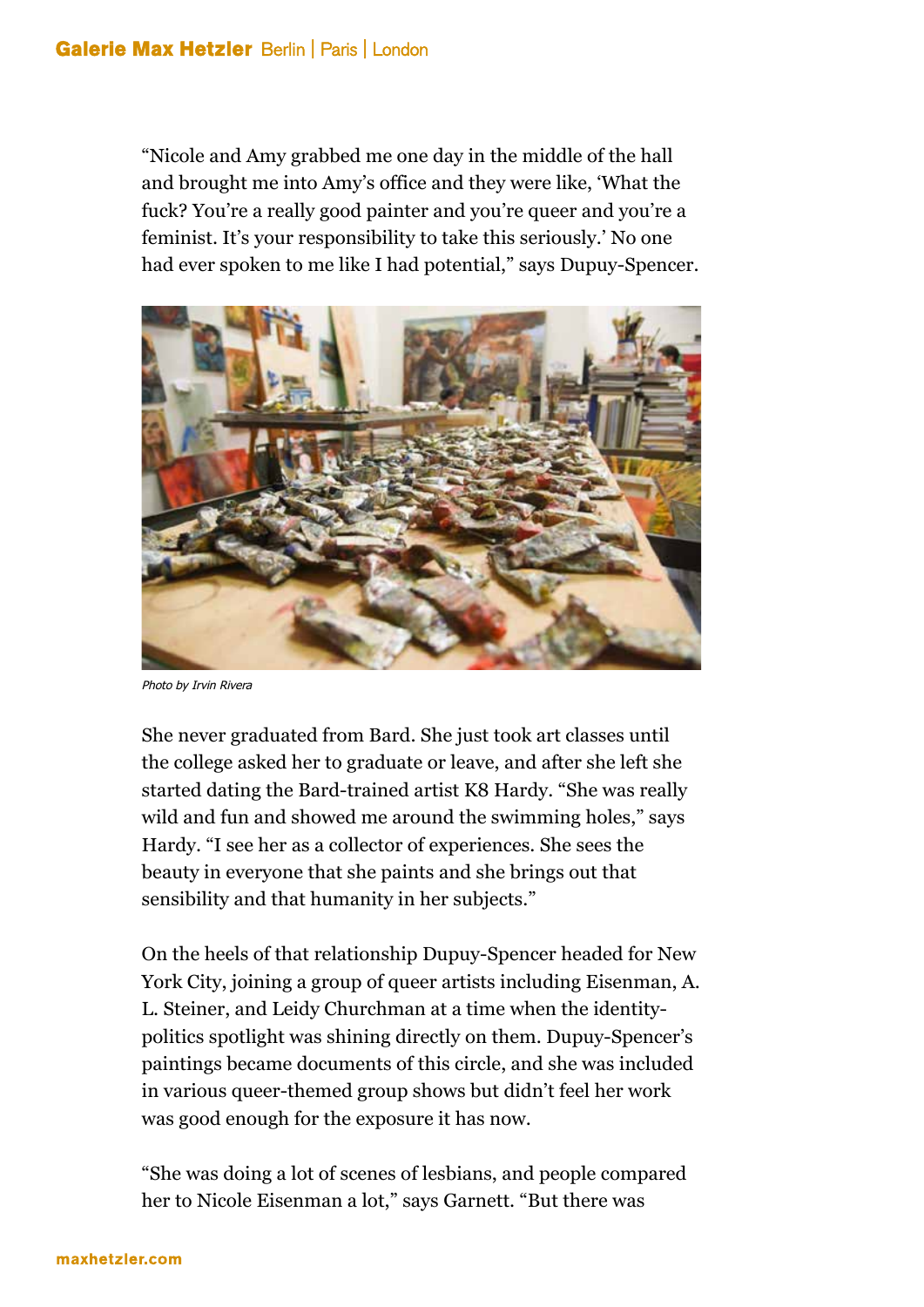"Nicole and Amy grabbed me one day in the middle of the hall and brought me into Amy's office and they were like, 'What the fuck? You're a really good painter and you're queer and you're a feminist. It's your responsibility to take this seriously.' No one had ever spoken to me like I had potential," says Dupuy-Spencer.

*Photo by Irvin Rivera*

She never graduated from Bard. She just took art classes until the college asked her to graduate or leave, and after she left she started dating the Bard-trained artist K8 Hardy. "She was really wild and fun and showed me around the swimming holes," says Hardy. "I see her as a collector of experiences. She sees the beauty in everyone that she paints and she brings out that sensibility and that humanity in her subjects."

On the heels of that relationship Dupuy-Spencer headed for New York City, joining a group of queer artists including Eisenman, A. L. Steiner, and Leidy Churchman at a time when the identity-politics spotlight was shining directly on them. Dupuy-Spencer's paintings became documents of this circle, and she was included in various queer-themed group shows but didn't feel her work was good enough for the exposure it has now.

"She was doing a lot of scenes of lesbians, and people compared her to Nicole Eisenman a lot," says Garnett. "But there was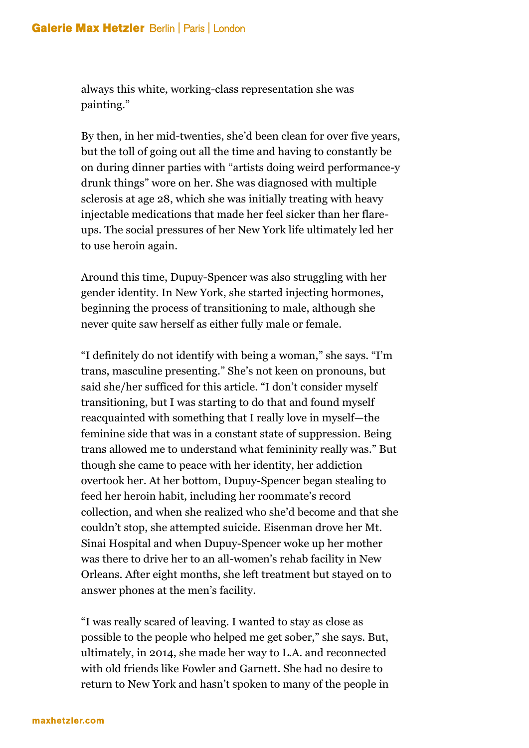always this white, working-class representation she was painting."

By then, in her mid-twenties, she'd been clean for over five years, but the toll of going out all the time and having to constantly be on during dinner parties with "artists doing weird performance-y drunk things" wore on her. She was diagnosed with multiple sclerosis at age 28, which she was initially treating with heavy injectable medications that made her feel sicker than her flare-ups. The social pressures of her New York life ultimately led her to use heroin again.

Around this time, Dupuy-Spencer was also struggling with her gender identity. In New York, she started injecting hormones, beginning the process of transitioning to male, although she never quite saw herself as either fully male or female.

"I definitely do not identify with being a woman," she says. "I'm trans, masculine presenting." She's not keen on pronouns, but said she/her sufficed for this article. "I don't consider myself transitioning, but I was starting to do that and found myself reacquainted with something that I really love in myself—the feminine side that was in a constant state of suppression. Being trans allowed me to understand what femininity really was." But though she came to peace with her identity, her addiction overtook her. At her bottom, Dupuy-Spencer began stealing to feed her heroin habit, including her roommate's record collection, and when she realized who she'd become and that she couldn't stop, she attempted suicide. Eisenman drove her Mt. Sinai Hospital and when Dupuy-Spencer woke up her mother was there to drive her to an all-women's rehab facility in New Orleans. After eight months, she left treatment but stayed on to answer phones at the men's facility.

"I was really scared of leaving. I wanted to stay as close as possible to the people who helped me get sober," she says. But, ultimately, in 2014, she made her way to L.A. and reconnected with old friends like Fowler and Garnett. She had no desire to return to New York and hasn't spoken to many of the people in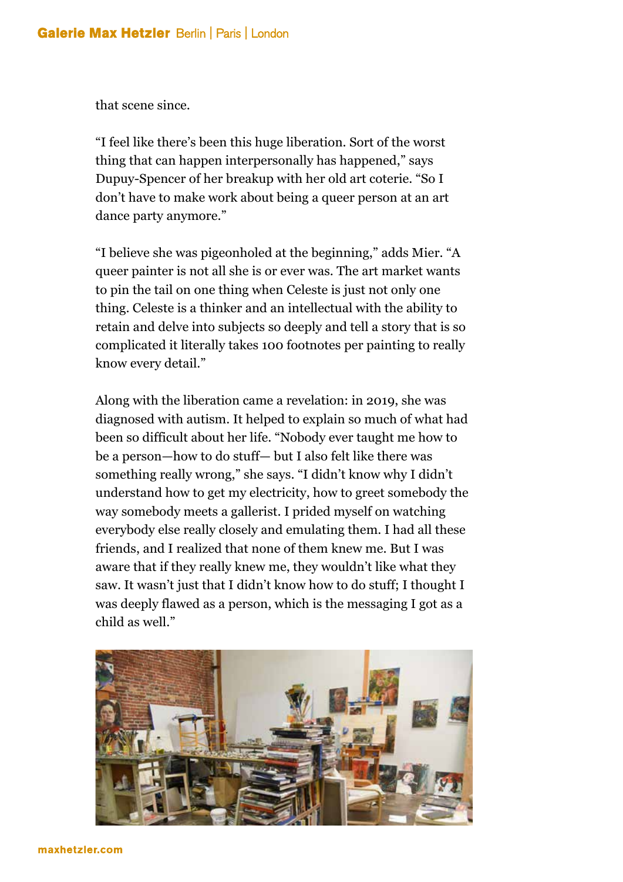that scene since.

"I feel like there's been this huge liberation. Sort of the worst thing that can happen interpersonally has happened," says Dupuy-Spencer of her breakup with her old art coterie. "So I don't have to make work about being a queer person at an art dance party anymore."

"I believe she was pigeonholed at the beginning," adds Mier. "A queer painter is not all she is or ever was. The art market wants to pin the tail on one thing when Celeste is just not only one thing. Celeste is a thinker and an intellectual with the ability to retain and delve into subjects so deeply and tell a story that is so complicated it literally takes 100 footnotes per painting to really know every detail."

Along with the liberation came a revelation: in 2019, she was diagnosed with autism. It helped to explain so much of what had been so difficult about her life. "Nobody ever taught me how to be a person—how to do stuff— but I also felt like there was something really wrong," she says. "I didn't know why I didn't understand how to get my electricity, how to greet somebody the way somebody meets a gallerist. I prided myself on watching everybody else really closely and emulating them. I had all these friends, and I realized that none of them knew me. But I was aware that if they really knew me, they wouldn't like what they saw. It wasn't just that I didn't know how to do stuff; I thought I was deeply flawed as a person, which is the messaging I got as a child as well."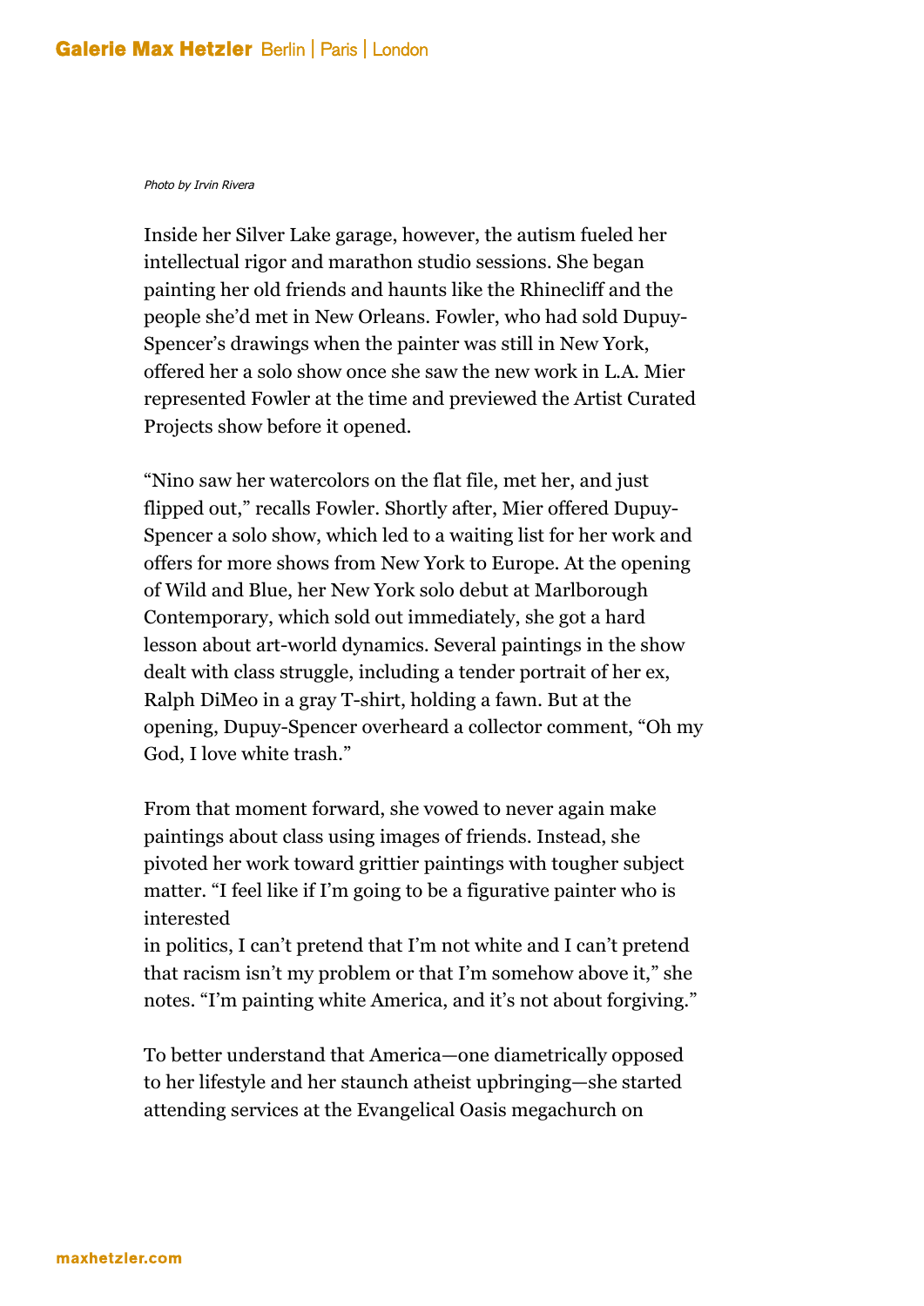*Photo by Irvin Rivera*

Inside her Silver Lake garage, however, the autism fueled her intellectual rigor and marathon studio sessions. She began painting her old friends and haunts like the Rhinecliff and the people she'd met in New Orleans. Fowler, who had sold Dupuy-Spencer's drawings when the painter was still in New York, offered her a solo show once she saw the new work in L.A. Mier represented Fowler at the time and previewed the Artist Curated Projects show before it opened.

"Nino saw her watercolors on the flat file, met her, and just flipped out," recalls Fowler. Shortly after, Mier offered Dupuy-Spencer a solo show, which led to a waiting list for her work and offers for more shows from New York to Europe. At the opening of Wild and Blue, her New York solo debut at Marlborough Contemporary, which sold out immediately, she got a hard lesson about art-world dynamics. Several paintings in the show dealt with class struggle, including a tender portrait of her ex, Ralph DiMeo in a gray T-shirt, holding a fawn. But at the opening, Dupuy-Spencer overheard a collector comment, "Oh my God, I love white trash."

From that moment forward, she vowed to never again make paintings about class using images of friends. Instead, she pivoted her work toward grittier paintings with tougher subject matter. "I feel like if I'm going to be a figurative painter who is interested in politics, I can't pretend that I'm not white and I can't pretend that racism isn't my problem or that I'm somehow above it," she notes. "I'm painting white America, and it's not about forgiving."

To better understand that America—one diametrically opposed to her lifestyle and her staunch atheist upbringing—she started attending services at the Evangelical Oasis megachurch on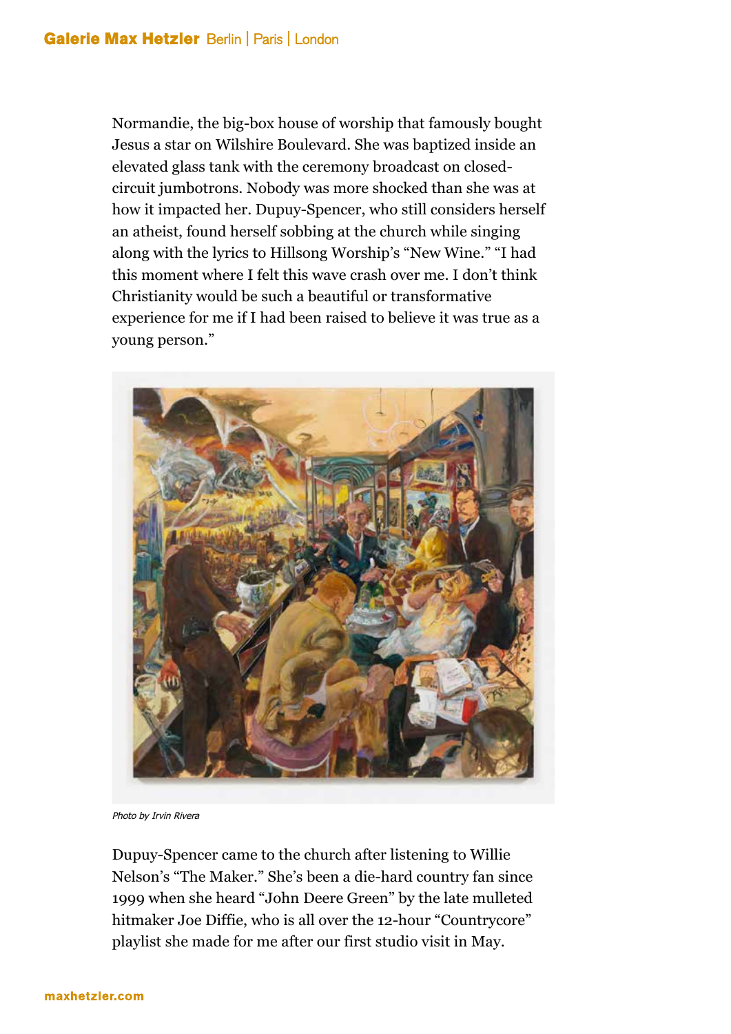Normandie, the big-box house of worship that famously bought Jesus a star on Wilshire Boulevard. She was baptized inside an elevated glass tank with the ceremony broadcast on closed-circuit jumbotrons. Nobody was more shocked than she was at how it impacted her. Dupuy-Spencer, who still considers herself an atheist, found herself sobbing at the church while singing along with the lyrics to Hillsong Worship's "New Wine." "I had this moment where I felt this wave crash over me. I don't think Christianity would be such a beautiful or transformative experience for me if I had been raised to believe it was true as a young person."

*Photo by Irvin Rivera*

Dupuy-Spencer came to the church after listening to Willie Nelson's "The Maker." She's been a die-hard country fan since 1999 when she heard "John Deere Green" by the late mulleted hitmaker Joe Diffie, who is all over the 12-hour "Countrycore" playlist she made for me after our first studio visit in May.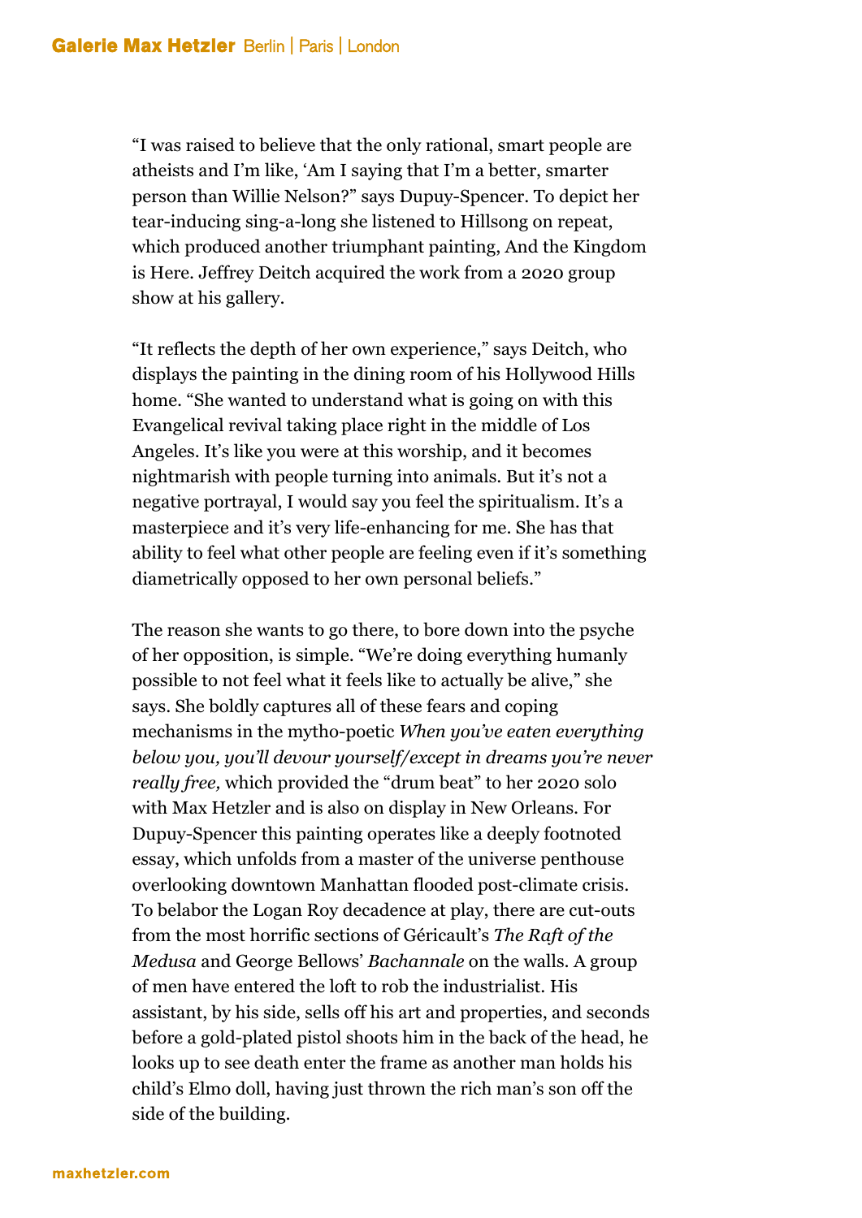"I was raised to believe that the only rational, smart people are atheists and I'm like, 'Am I saying that I'm a better, smarter person than Willie Nelson?" says Dupuy-Spencer. To depict her tear-inducing sing-a-long she listened to Hillsong on repeat, which produced another triumphant painting, And the Kingdom is Here. Jeffrey Deitch acquired the work from a 2020 group show at his gallery.

"It reflects the depth of her own experience," says Deitch, who displays the painting in the dining room of his Hollywood Hills home. "She wanted to understand what is going on with this Evangelical revival taking place right in the middle of Los Angeles. It's like you were at this worship, and it becomes nightmarish with people turning into animals. But it's not a negative portrayal, I would say you feel the spiritualism. It's a masterpiece and it's very life-enhancing for me. She has that ability to feel what other people are feeling even if it's something diametrically opposed to her own personal beliefs."

The reason she wants to go there, to bore down into the psyche of her opposition, is simple. "We're doing everything humanly possible to not feel what it feels like to actually be alive," she says. She boldly captures all of these fears and coping mechanisms in the mytho-poetic *When you've eaten everything below you, you'll devour yourself/except in dreams you're never really free,* which provided the "drum beat" to her 2020 solo with Max Hetzler and is also on display in New Orleans. For Dupuy-Spencer this painting operates like a deeply footnoted essay, which unfolds from a master of the universe penthouse overlooking downtown Manhattan flooded post-climate crisis. To belabor the Logan Roy decadence at play, there are cut-outs from the most horrific sections of Géricault's *The Raft of the Medusa* and George Bellows' *Bachannale* on the walls. A group of men have entered the loft to rob the industrialist. His assistant, by his side, sells off his art and properties, and seconds before a gold-plated pistol shoots him in the back of the head, he looks up to see death enter the frame as another man holds his child's Elmo doll, having just thrown the rich man's son off the side of the building.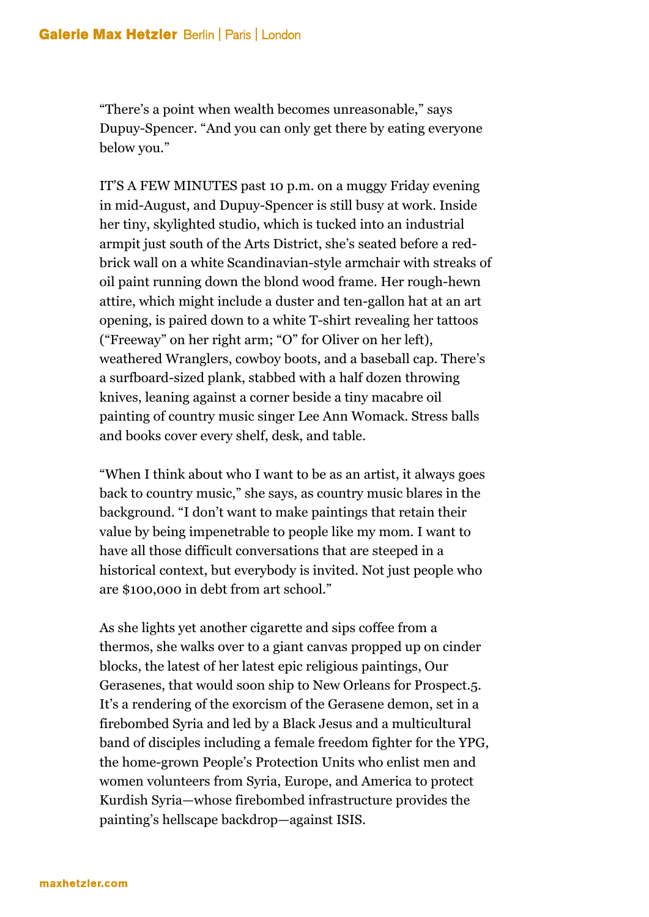"There's a point when wealth becomes unreasonable," says Dupuy-Spencer. "And you can only get there by eating everyone below you."

IT'S A FEW MINUTES past 10 p.m. on a muggy Friday evening in mid-August, and Dupuy-Spencer is still busy at work. Inside her tiny, skylighted studio, which is tucked into an industrial armpit just south of the Arts District, she's seated before a red-brick wall on a white Scandinavian-style armchair with streaks of oil paint running down the blond wood frame. Her rough-hewn attire, which might include a duster and ten-gallon hat at an art opening, is paired down to a white T-shirt revealing her tattoos ("Freeway" on her right arm; "O" for Oliver on her left), weathered Wranglers, cowboy boots, and a baseball cap. There's a surfboard-sized plank, stabbed with a half dozen throwing knives, leaning against a corner beside a tiny macabre oil painting of country music singer Lee Ann Womack. Stress balls and books cover every shelf, desk, and table.

"When I think about who I want to be as an artist, it always goes back to country music," she says, as country music blares in the background. "I don't want to make paintings that retain their value by being impenetrable to people like my mom. I want to have all those difficult conversations that are steeped in a historical context, but everybody is invited. Not just people who are $100,000 in debt from art school."

As she lights yet another cigarette and sips coffee from a thermos, she walks over to a giant canvas propped up on cinder blocks, the latest of her latest epic religious paintings, Our Gerasenes, that would soon ship to New Orleans for Prospect.5. It's a rendering of the exorcism of the Gerasene demon, set in a firebombed Syria and led by a Black Jesus and a multicultural band of disciples including a female freedom fighter for the YPG, the home-grown People's Protection Units who enlist men and women volunteers from Syria, Europe, and America to protect Kurdish Syria—whose firebombed infrastructure provides the painting's hellscape backdrop—against ISIS.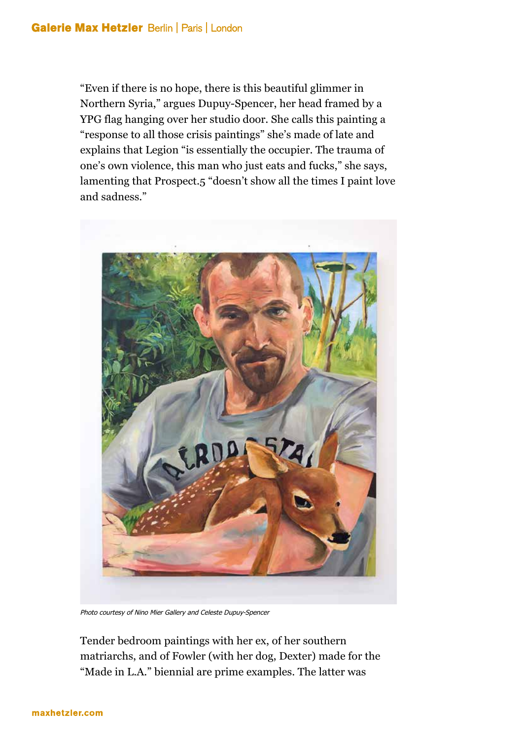"Even if there is no hope, there is this beautiful glimmer in Northern Syria," argues Dupuy-Spencer, her head framed by a YPG flag hanging over her studio door. She calls this painting a "response to all those crisis paintings" she's made of late and explains that Legion "is essentially the occupier. The trauma of one's own violence, this man who just eats and fucks," she says, lamenting that Prospect.5 "doesn't show all the times I paint love and sadness."

*Photo courtesy of Nino Mier Gallery and Celeste Dupuy-Spencer*

Tender bedroom paintings with her ex, of her southern matriarchs, and of Fowler (with her dog, Dexter) made for the "Made in L.A." biennial are prime examples. The latter was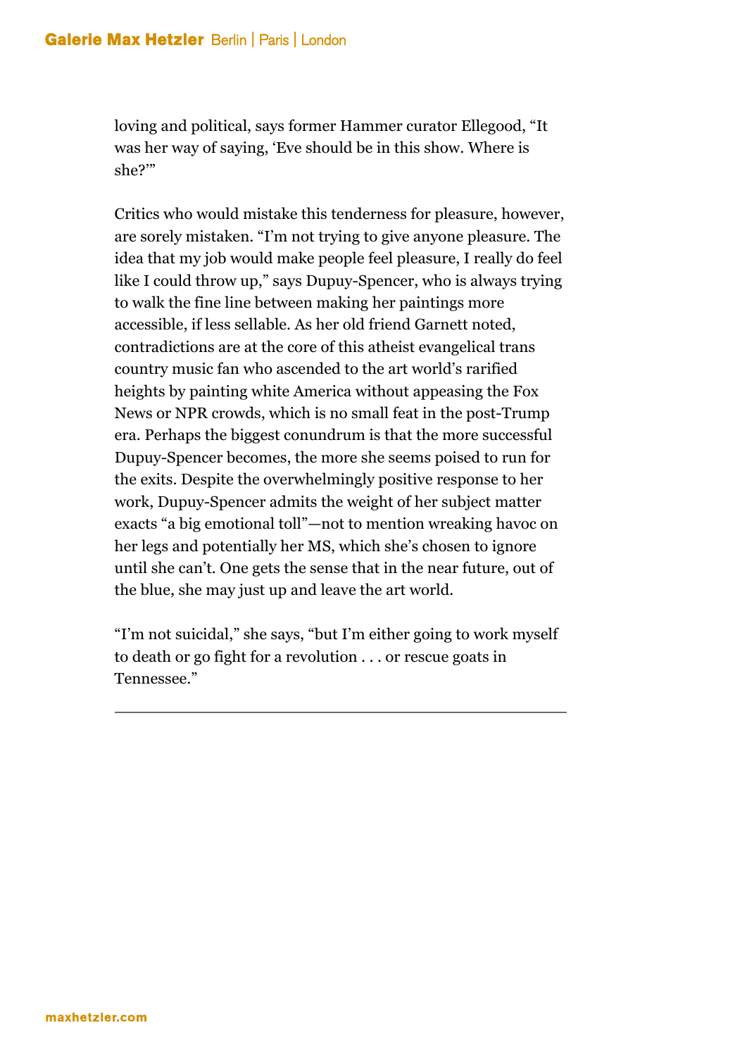loving and political, says former Hammer curator Ellegood, "It was her way of saying, 'Eve should be in this show. Where is she?'"

Critics who would mistake this tenderness for pleasure, however, are sorely mistaken. "I'm not trying to give anyone pleasure. The idea that my job would make people feel pleasure, I really do feel like I could throw up," says Dupuy-Spencer, who is always trying to walk the fine line between making her paintings more accessible, if less sellable. As her old friend Garnett noted, contradictions are at the core of this atheist evangelical trans country music fan who ascended to the art world's rarified heights by painting white America without appeasing the Fox News or NPR crowds, which is no small feat in the post-Trump era. Perhaps the biggest conundrum is that the more successful Dupuy-Spencer becomes, the more she seems poised to run for the exits. Despite the overwhelmingly positive response to her work, Dupuy-Spencer admits the weight of her subject matter exacts "a big emotional toll"—not to mention wreaking havoc on her legs and potentially her MS, which she's chosen to ignore until she can't. One gets the sense that in the near future, out of the blue, she may just up and leave the art world.

"I'm not suicidal," she says, "but I'm either going to work myself to death or go fight for a revolution . . . or rescue goats in Tennessee."

---